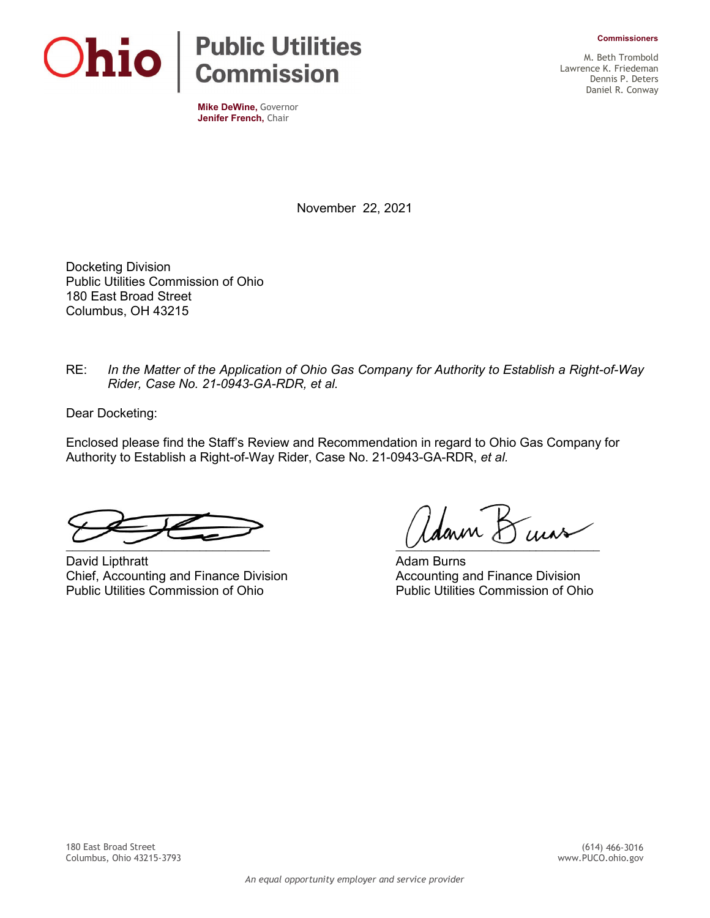# Ohio | Public Utilities Commission

**Mike DeWine,** Governor
**Jenifer French,** Chair

**Commissioners**

M. Beth Trombold
Lawrence K. Friedeman
Dennis P. Deters
Daniel R. Conway

November 22, 2021

Docketing Division
Public Utilities Commission of Ohio
180 East Broad Street
Columbus, OH 43215

RE: *In the Matter of the Application of Ohio Gas Company for Authority to Establish a Right-of-Way Rider, Case No. 21-0943-GA-RDR, et al.*

Dear Docketing:

Enclosed please find the Staff's Review and Recommendation in regard to Ohio Gas Company for Authority to Establish a Right-of-Way Rider, Case No. 21-0943-GA-RDR, *et al.*

David Lipthratt
Chief, Accounting and Finance Division
Public Utilities Commission of Ohio

Adam Burns
Accounting and Finance Division
Public Utilities Commission of Ohio

180 East Broad Street
Columbus, Ohio 43215-3793

(614) 466-3016
www.PUCO.ohio.gov

*An equal opportunity employer and service provider*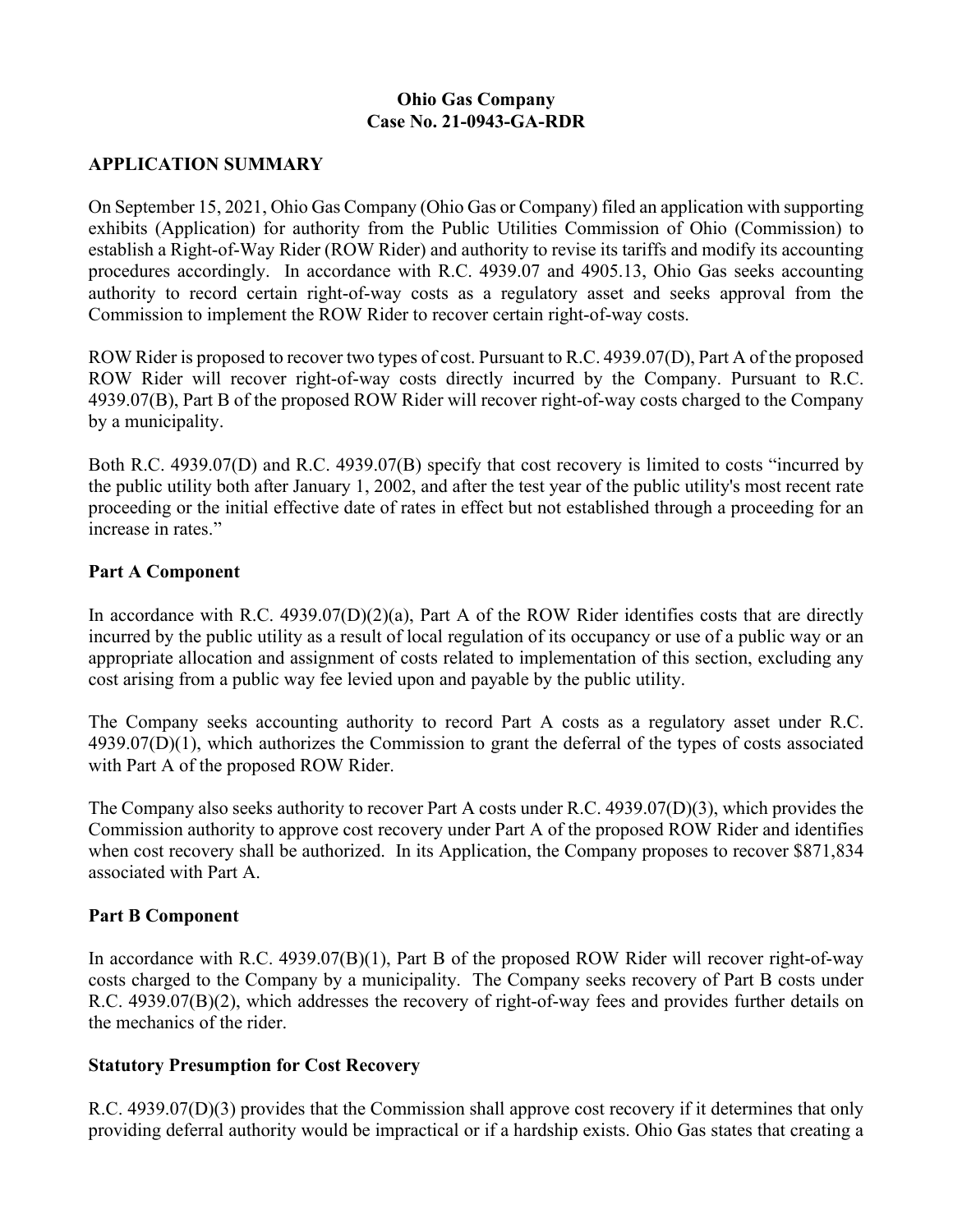**Ohio Gas Company**
**Case No. 21-0943-GA-RDR**

## APPLICATION SUMMARY

On September 15, 2021, Ohio Gas Company (Ohio Gas or Company) filed an application with supporting exhibits (Application) for authority from the Public Utilities Commission of Ohio (Commission) to establish a Right-of-Way Rider (ROW Rider) and authority to revise its tariffs and modify its accounting procedures accordingly. In accordance with R.C. 4939.07 and 4905.13, Ohio Gas seeks accounting authority to record certain right-of-way costs as a regulatory asset and seeks approval from the Commission to implement the ROW Rider to recover certain right-of-way costs.

ROW Rider is proposed to recover two types of cost. Pursuant to R.C. 4939.07(D), Part A of the proposed ROW Rider will recover right-of-way costs directly incurred by the Company. Pursuant to R.C. 4939.07(B), Part B of the proposed ROW Rider will recover right-of-way costs charged to the Company by a municipality.

Both R.C. 4939.07(D) and R.C. 4939.07(B) specify that cost recovery is limited to costs "incurred by the public utility both after January 1, 2002, and after the test year of the public utility's most recent rate proceeding or the initial effective date of rates in effect but not established through a proceeding for an increase in rates."

### Part A Component

In accordance with R.C. 4939.07(D)(2)(a), Part A of the ROW Rider identifies costs that are directly incurred by the public utility as a result of local regulation of its occupancy or use of a public way or an appropriate allocation and assignment of costs related to implementation of this section, excluding any cost arising from a public way fee levied upon and payable by the public utility.

The Company seeks accounting authority to record Part A costs as a regulatory asset under R.C. 4939.07(D)(1), which authorizes the Commission to grant the deferral of the types of costs associated with Part A of the proposed ROW Rider.

The Company also seeks authority to recover Part A costs under R.C. 4939.07(D)(3), which provides the Commission authority to approve cost recovery under Part A of the proposed ROW Rider and identifies when cost recovery shall be authorized. In its Application, the Company proposes to recover $871,834 associated with Part A.

### Part B Component

In accordance with R.C. 4939.07(B)(1), Part B of the proposed ROW Rider will recover right-of-way costs charged to the Company by a municipality. The Company seeks recovery of Part B costs under R.C. 4939.07(B)(2), which addresses the recovery of right-of-way fees and provides further details on the mechanics of the rider.

### Statutory Presumption for Cost Recovery

R.C. 4939.07(D)(3) provides that the Commission shall approve cost recovery if it determines that only providing deferral authority would be impractical or if a hardship exists. Ohio Gas states that creating a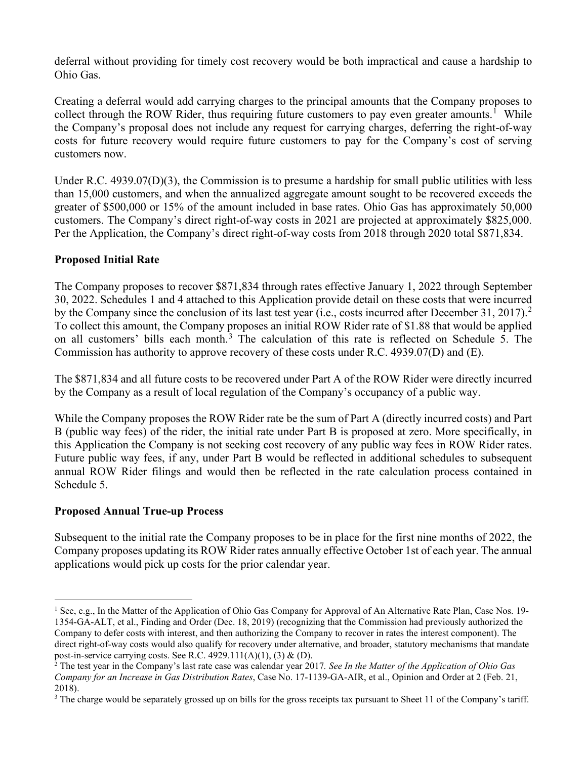deferral without providing for timely cost recovery would be both impractical and cause a hardship to Ohio Gas.

Creating a deferral would add carrying charges to the principal amounts that the Company proposes to collect through the ROW Rider, thus requiring future customers to pay even greater amounts.[1] While the Company's proposal does not include any request for carrying charges, deferring the right-of-way costs for future recovery would require future customers to pay for the Company's cost of serving customers now.

Under R.C. 4939.07(D)(3), the Commission is to presume a hardship for small public utilities with less than 15,000 customers, and when the annualized aggregate amount sought to be recovered exceeds the greater of \$500,000 or 15% of the amount included in base rates. Ohio Gas has approximately 50,000 customers. The Company's direct right-of-way costs in 2021 are projected at approximately \$825,000. Per the Application, the Company's direct right-of-way costs from 2018 through 2020 total \$871,834.

**Proposed Initial Rate**

The Company proposes to recover \$871,834 through rates effective January 1, 2022 through September 30, 2022. Schedules 1 and 4 attached to this Application provide detail on these costs that were incurred by the Company since the conclusion of its last test year (i.e., costs incurred after December 31, 2017).[2] To collect this amount, the Company proposes an initial ROW Rider rate of \$1.88 that would be applied on all customers' bills each month.[3] The calculation of this rate is reflected on Schedule 5. The Commission has authority to approve recovery of these costs under R.C. 4939.07(D) and (E).

The \$871,834 and all future costs to be recovered under Part A of the ROW Rider were directly incurred by the Company as a result of local regulation of the Company's occupancy of a public way.

While the Company proposes the ROW Rider rate be the sum of Part A (directly incurred costs) and Part B (public way fees) of the rider, the initial rate under Part B is proposed at zero. More specifically, in this Application the Company is not seeking cost recovery of any public way fees in ROW Rider rates. Future public way fees, if any, under Part B would be reflected in additional schedules to subsequent annual ROW Rider filings and would then be reflected in the rate calculation process contained in Schedule 5.

**Proposed Annual True-up Process**

Subsequent to the initial rate the Company proposes to be in place for the first nine months of 2022, the Company proposes updating its ROW Rider rates annually effective October 1st of each year. The annual applications would pick up costs for the prior calendar year.

---

[1] See, e.g., In the Matter of the Application of Ohio Gas Company for Approval of An Alternative Rate Plan, Case Nos. 19-1354-GA-ALT, et al., Finding and Order (Dec. 18, 2019) (recognizing that the Commission had previously authorized the Company to defer costs with interest, and then authorizing the Company to recover in rates the interest component). The direct right-of-way costs would also qualify for recovery under alternative, and broader, statutory mechanisms that mandate post-in-service carrying costs. See R.C. 4929.111(A)(1), (3) & (D).

[2] The test year in the Company's last rate case was calendar year 2017. *See In the Matter of the Application of Ohio Gas Company for an Increase in Gas Distribution Rates*, Case No. 17-1139-GA-AIR, et al., Opinion and Order at 2 (Feb. 21, 2018).

[3] The charge would be separately grossed up on bills for the gross receipts tax pursuant to Sheet 11 of the Company's tariff.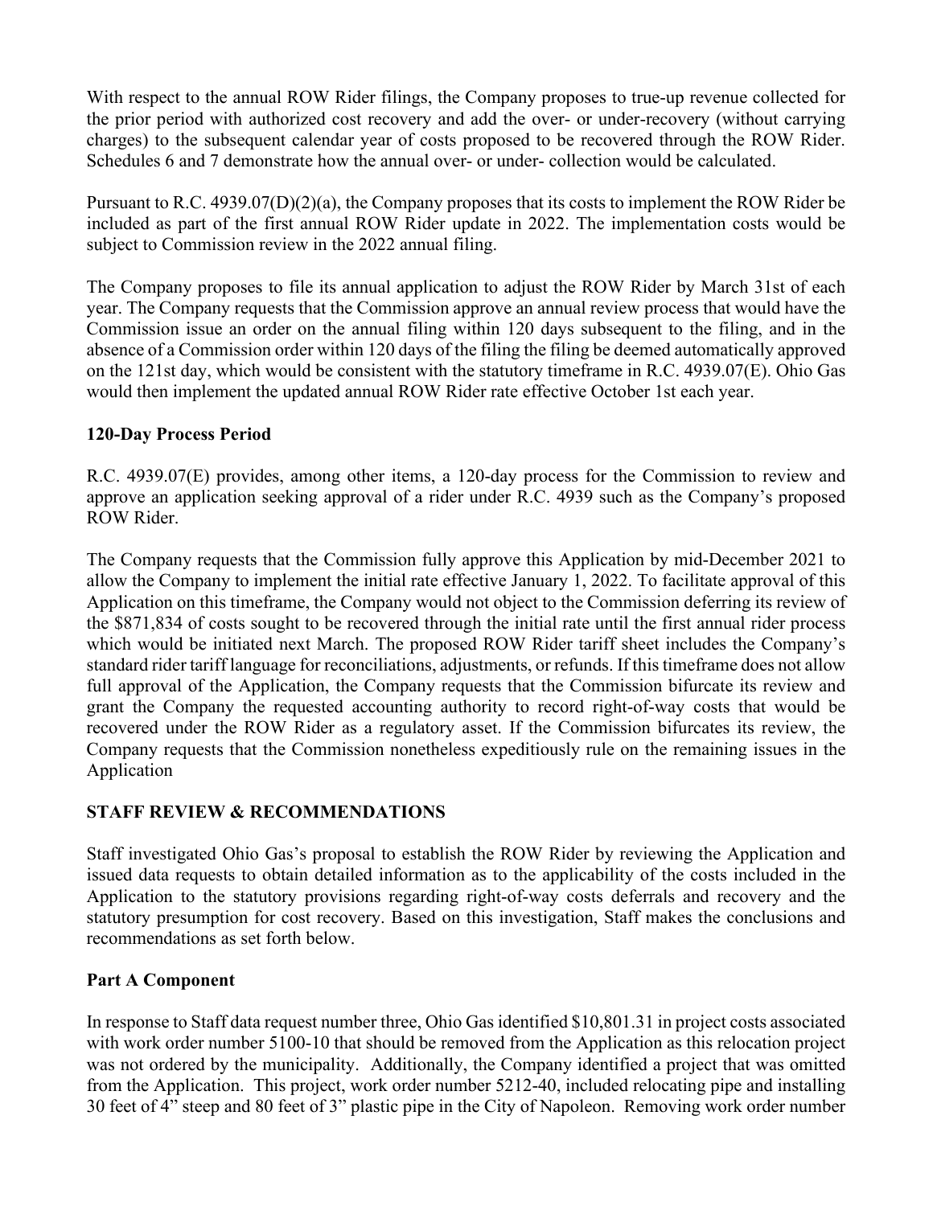With respect to the annual ROW Rider filings, the Company proposes to true-up revenue collected for the prior period with authorized cost recovery and add the over- or under-recovery (without carrying charges) to the subsequent calendar year of costs proposed to be recovered through the ROW Rider. Schedules 6 and 7 demonstrate how the annual over- or under- collection would be calculated.

Pursuant to R.C. 4939.07(D)(2)(a), the Company proposes that its costs to implement the ROW Rider be included as part of the first annual ROW Rider update in 2022. The implementation costs would be subject to Commission review in the 2022 annual filing.

The Company proposes to file its annual application to adjust the ROW Rider by March 31st of each year. The Company requests that the Commission approve an annual review process that would have the Commission issue an order on the annual filing within 120 days subsequent to the filing, and in the absence of a Commission order within 120 days of the filing the filing be deemed automatically approved on the 121st day, which would be consistent with the statutory timeframe in R.C. 4939.07(E). Ohio Gas would then implement the updated annual ROW Rider rate effective October 1st each year.

**120-Day Process Period**

R.C. 4939.07(E) provides, among other items, a 120-day process for the Commission to review and approve an application seeking approval of a rider under R.C. 4939 such as the Company's proposed ROW Rider.

The Company requests that the Commission fully approve this Application by mid-December 2021 to allow the Company to implement the initial rate effective January 1, 2022. To facilitate approval of this Application on this timeframe, the Company would not object to the Commission deferring its review of the $871,834 of costs sought to be recovered through the initial rate until the first annual rider process which would be initiated next March. The proposed ROW Rider tariff sheet includes the Company's standard rider tariff language for reconciliations, adjustments, or refunds. If this timeframe does not allow full approval of the Application, the Company requests that the Commission bifurcate its review and grant the Company the requested accounting authority to record right-of-way costs that would be recovered under the ROW Rider as a regulatory asset. If the Commission bifurcates its review, the Company requests that the Commission nonetheless expeditiously rule on the remaining issues in the Application

**STAFF REVIEW & RECOMMENDATIONS**

Staff investigated Ohio Gas's proposal to establish the ROW Rider by reviewing the Application and issued data requests to obtain detailed information as to the applicability of the costs included in the Application to the statutory provisions regarding right-of-way costs deferrals and recovery and the statutory presumption for cost recovery. Based on this investigation, Staff makes the conclusions and recommendations as set forth below.

**Part A Component**

In response to Staff data request number three, Ohio Gas identified $10,801.31 in project costs associated with work order number 5100-10 that should be removed from the Application as this relocation project was not ordered by the municipality. Additionally, the Company identified a project that was omitted from the Application. This project, work order number 5212-40, included relocating pipe and installing 30 feet of 4" steep and 80 feet of 3" plastic pipe in the City of Napoleon. Removing work order number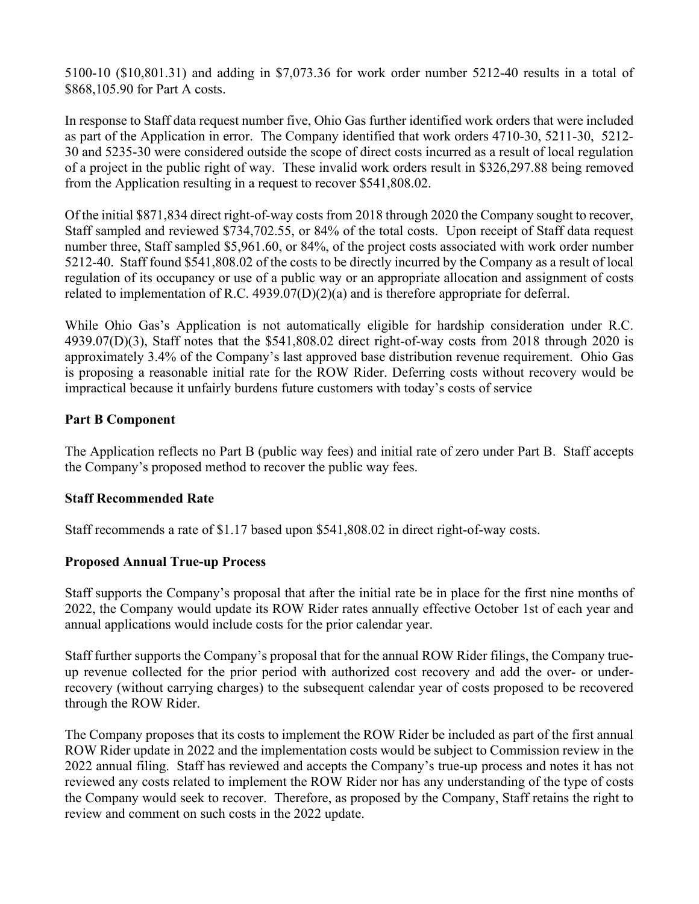5100-10 ($10,801.31) and adding in $7,073.36 for work order number 5212-40 results in a total of $868,105.90 for Part A costs.

In response to Staff data request number five, Ohio Gas further identified work orders that were included as part of the Application in error. The Company identified that work orders 4710-30, 5211-30, 5212-30 and 5235-30 were considered outside the scope of direct costs incurred as a result of local regulation of a project in the public right of way. These invalid work orders result in $326,297.88 being removed from the Application resulting in a request to recover $541,808.02.

Of the initial $871,834 direct right-of-way costs from 2018 through 2020 the Company sought to recover, Staff sampled and reviewed $734,702.55, or 84% of the total costs. Upon receipt of Staff data request number three, Staff sampled $5,961.60, or 84%, of the project costs associated with work order number 5212-40. Staff found $541,808.02 of the costs to be directly incurred by the Company as a result of local regulation of its occupancy or use of a public way or an appropriate allocation and assignment of costs related to implementation of R.C. 4939.07(D)(2)(a) and is therefore appropriate for deferral.

While Ohio Gas's Application is not automatically eligible for hardship consideration under R.C. 4939.07(D)(3), Staff notes that the $541,808.02 direct right-of-way costs from 2018 through 2020 is approximately 3.4% of the Company's last approved base distribution revenue requirement. Ohio Gas is proposing a reasonable initial rate for the ROW Rider. Deferring costs without recovery would be impractical because it unfairly burdens future customers with today's costs of service

### Part B Component

The Application reflects no Part B (public way fees) and initial rate of zero under Part B. Staff accepts the Company's proposed method to recover the public way fees.

### Staff Recommended Rate

Staff recommends a rate of $1.17 based upon $541,808.02 in direct right-of-way costs.

### Proposed Annual True-up Process

Staff supports the Company's proposal that after the initial rate be in place for the first nine months of 2022, the Company would update its ROW Rider rates annually effective October 1st of each year and annual applications would include costs for the prior calendar year.

Staff further supports the Company's proposal that for the annual ROW Rider filings, the Company true-up revenue collected for the prior period with authorized cost recovery and add the over- or under-recovery (without carrying charges) to the subsequent calendar year of costs proposed to be recovered through the ROW Rider.

The Company proposes that its costs to implement the ROW Rider be included as part of the first annual ROW Rider update in 2022 and the implementation costs would be subject to Commission review in the 2022 annual filing. Staff has reviewed and accepts the Company's true-up process and notes it has not reviewed any costs related to implement the ROW Rider nor has any understanding of the type of costs the Company would seek to recover. Therefore, as proposed by the Company, Staff retains the right to review and comment on such costs in the 2022 update.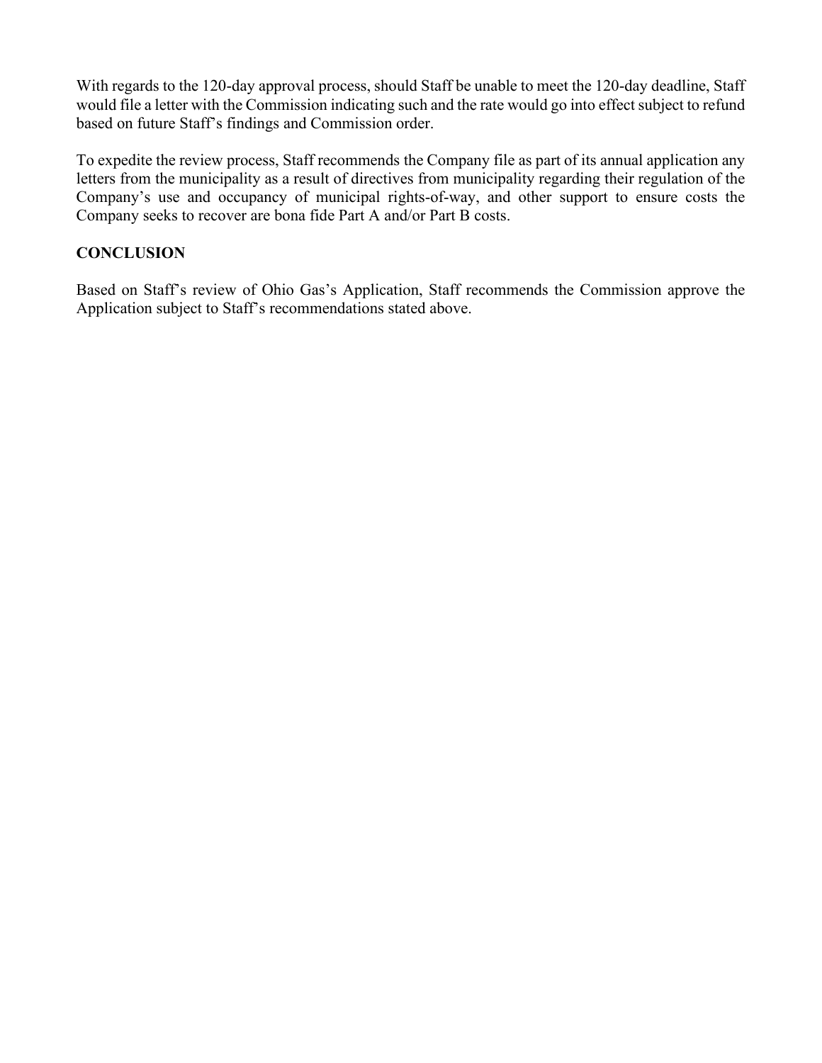With regards to the 120-day approval process, should Staff be unable to meet the 120-day deadline, Staff would file a letter with the Commission indicating such and the rate would go into effect subject to refund based on future Staff's findings and Commission order.

To expedite the review process, Staff recommends the Company file as part of its annual application any letters from the municipality as a result of directives from municipality regarding their regulation of the Company's use and occupancy of municipal rights-of-way, and other support to ensure costs the Company seeks to recover are bona fide Part A and/or Part B costs.

**CONCLUSION**

Based on Staff's review of Ohio Gas's Application, Staff recommends the Commission approve the Application subject to Staff's recommendations stated above.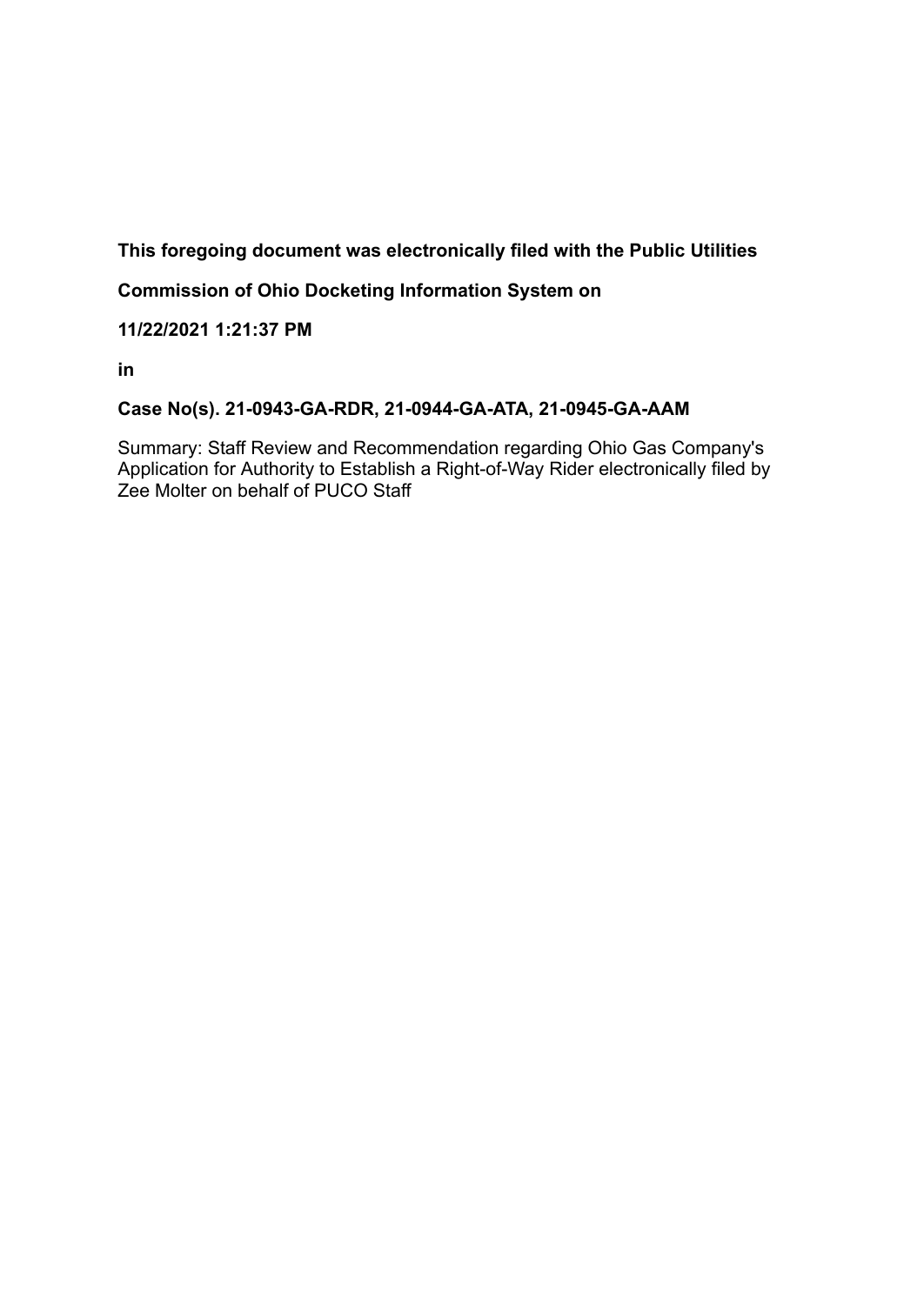**This foregoing document was electronically filed with the Public Utilities**

**Commission of Ohio Docketing Information System on**

**11/22/2021 1:21:37 PM**

**in**

**Case No(s). 21-0943-GA-RDR, 21-0944-GA-ATA, 21-0945-GA-AAM**

Summary: Staff Review and Recommendation regarding Ohio Gas Company's Application for Authority to Establish a Right-of-Way Rider electronically filed by Zee Molter on behalf of PUCO Staff